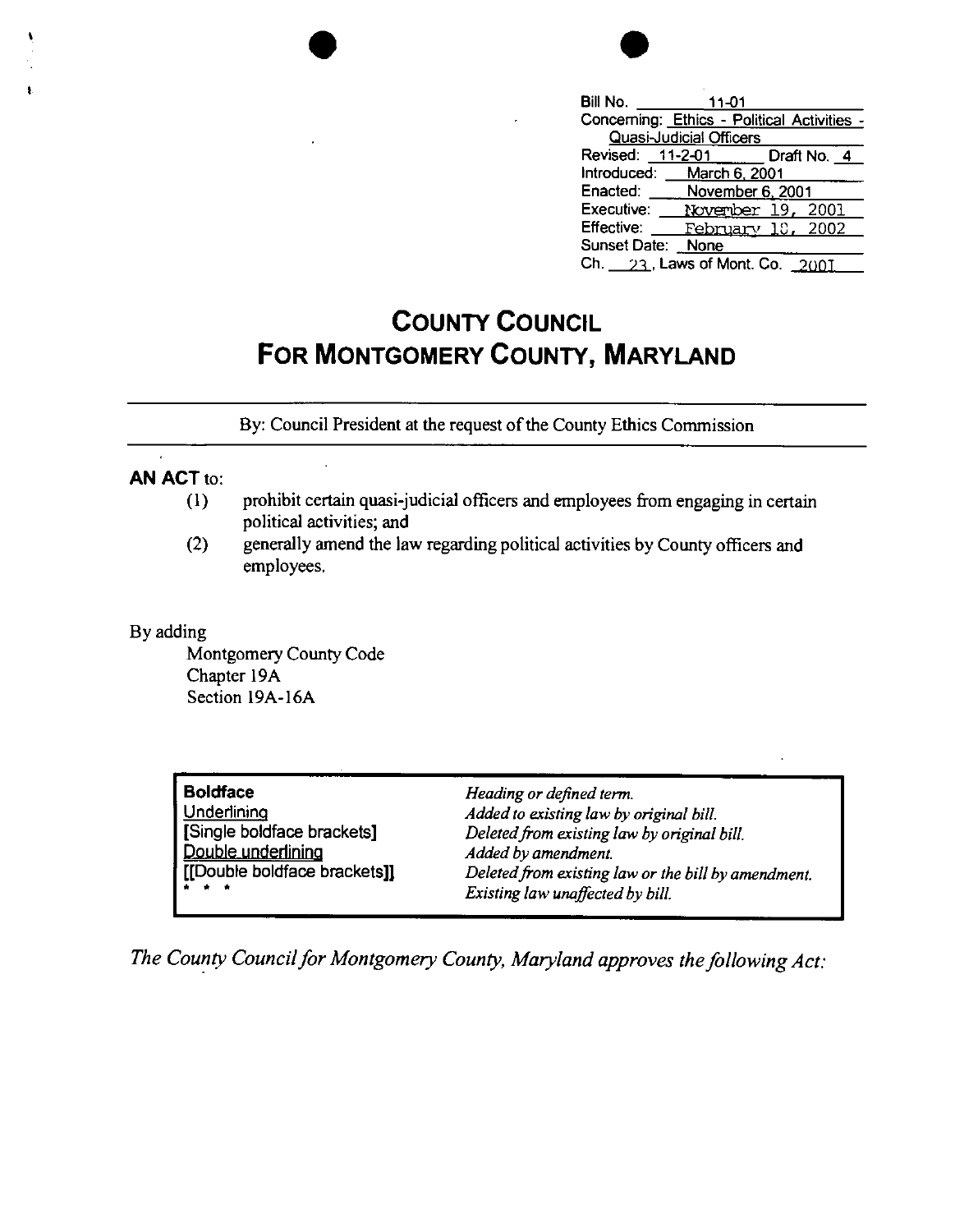Bill No. 11-01
Concerning: Ethics - Political Activities - Quasi-Judicial Officers
Revised: 11-2-01 Draft No. 4
Introduced: March 6, 2001
Enacted: November 6, 2001
Executive: November 19, 2001
Effective: February 18, 2002
Sunset Date: None
Ch. 23, Laws of Mont. Co. 2001

# COUNTY COUNCIL
# FOR MONTGOMERY COUNTY, MARYLAND

By: Council President at the request of the County Ethics Commission

**AN ACT** to:

(1) prohibit certain quasi-judicial officers and employees from engaging in certain political activities; and

(2) generally amend the law regarding political activities by County officers and employees.

By adding

Montgomery County Code
Chapter 19A
Section 19A-16A

| | |
|---|---|
| **Boldface** | *Heading or defined term.* |
| Underlining | *Added to existing law by original bill.* |
| [Single boldface brackets] | *Deleted from existing law by original bill.* |
| Double underlining | *Added by amendment.* |
| [[Double boldface brackets]] | *Deleted from existing law or the bill by amendment.* |
| * * * | *Existing law unaffected by bill.* |

*The County Council for Montgomery County, Maryland approves the following Act:*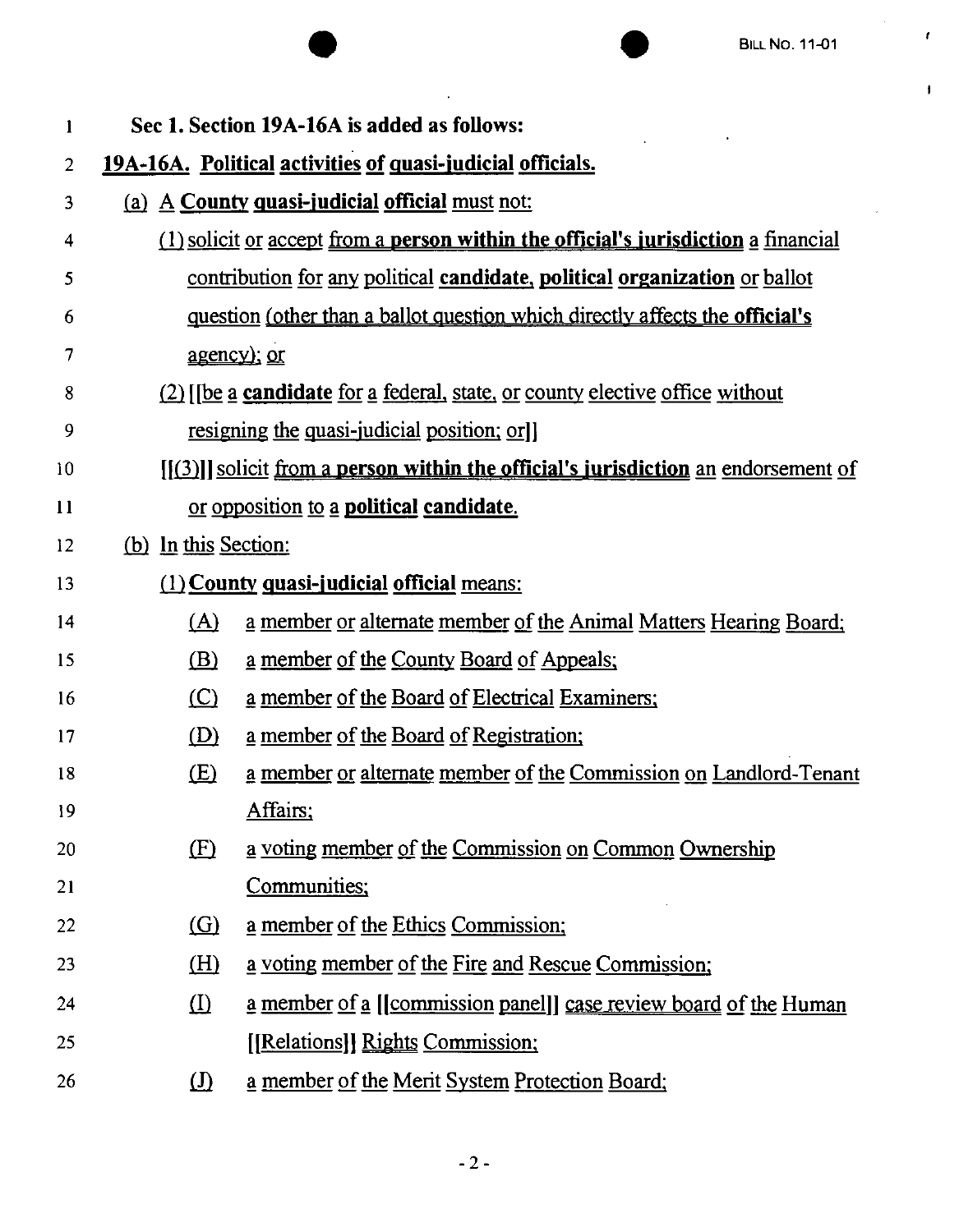**Sec 1. Section 19A-16A is added as follows:**

**19A-16A. Political activities of quasi-judicial officials.**

(a) A **County quasi-judicial official** must not:

(1) solicit or accept from a **person within the official's jurisdiction** a financial contribution for any political **candidate, political organization** or ballot question (other than a ballot question which directly affects the **official's** agency); or

(2) [[be a **candidate** for a federal, state, or county elective office without resigning the quasi-judicial position; or]]

[[(3)]] solicit from a **person within the official's jurisdiction** an endorsement of or opposition to a **political candidate.**

(b) In this Section:

(1) **County quasi-judicial official** means:

(A) a member or alternate member of the Animal Matters Hearing Board;

(B) a member of the County Board of Appeals;

(C) a member of the Board of Electrical Examiners;

(D) a member of the Board of Registration;

(E) a member or alternate member of the Commission on Landlord-Tenant Affairs;

(F) a voting member of the Commission on Common Ownership Communities;

(G) a member of the Ethics Commission;

(H) a voting member of the Fire and Rescue Commission;

(I) a member of a [[commission panel]] case review board of the Human [[Relations]] Rights Commission;

(J) a member of the Merit System Protection Board;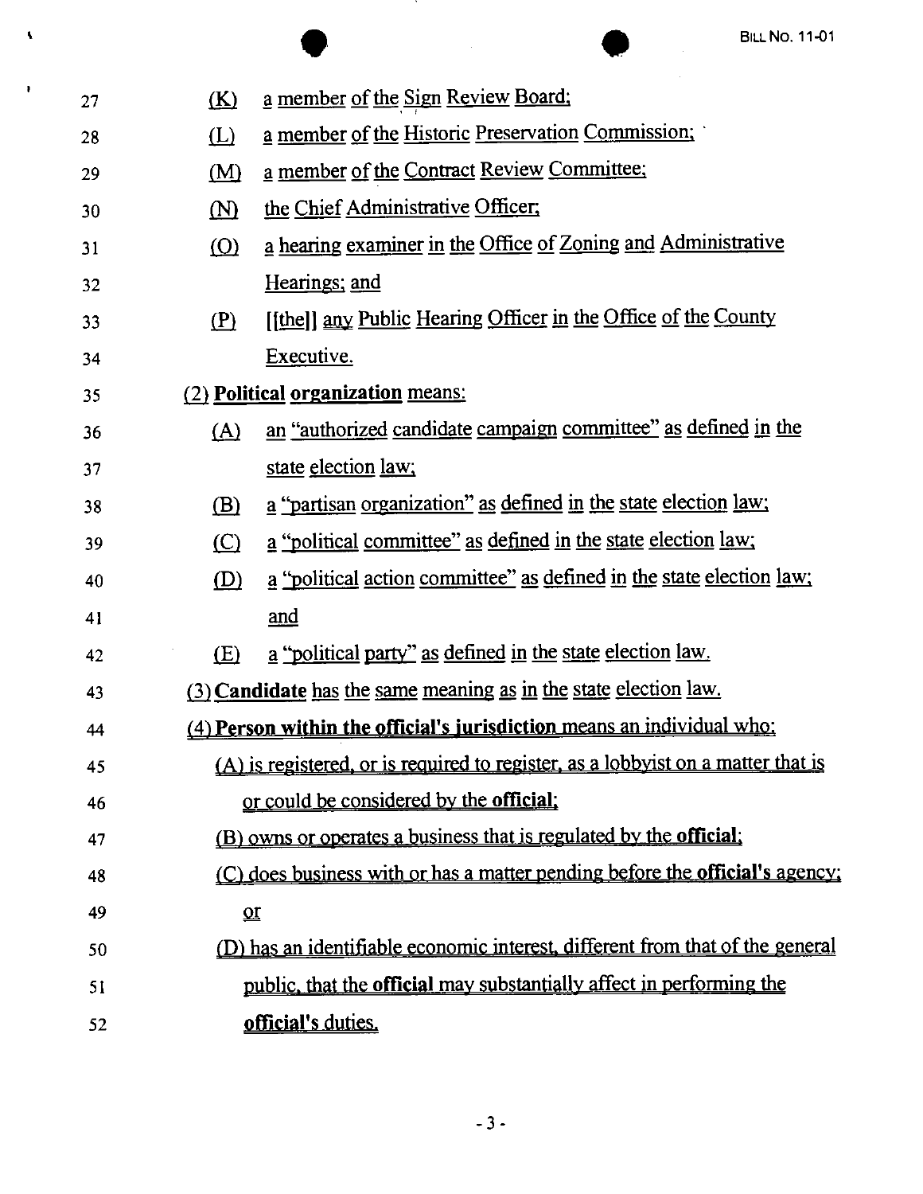(K) a member of the Sign Review Board;

(L) a member of the Historic Preservation Commission;

(M) a member of the Contract Review Committee;

(N) the Chief Administrative Officer;

(O) a hearing examiner in the Office of Zoning and Administrative Hearings; and

(P) [[the]] any Public Hearing Officer in the Office of the County Executive.

(2) **Political organization** means:

(A) an "authorized candidate campaign committee" as defined in the state election law;

(B) a "partisan organization" as defined in the state election law;

(C) a "political committee" as defined in the state election law;

(D) a "political action committee" as defined in the state election law; and

(E) a "political party" as defined in the state election law.

(3) **Candidate** has the same meaning as in the state election law.

(4) **Person within the official's jurisdiction** means an individual who:

(A) is registered, or is required to register, as a lobbyist on a matter that is or could be considered by the **official**;

(B) owns or operates a business that is regulated by the **official**;

(C) does business with or has a matter pending before the **official's** agency; or

(D) has an identifiable economic interest, different from that of the general public, that the **official** may substantially affect in performing the **official's** duties.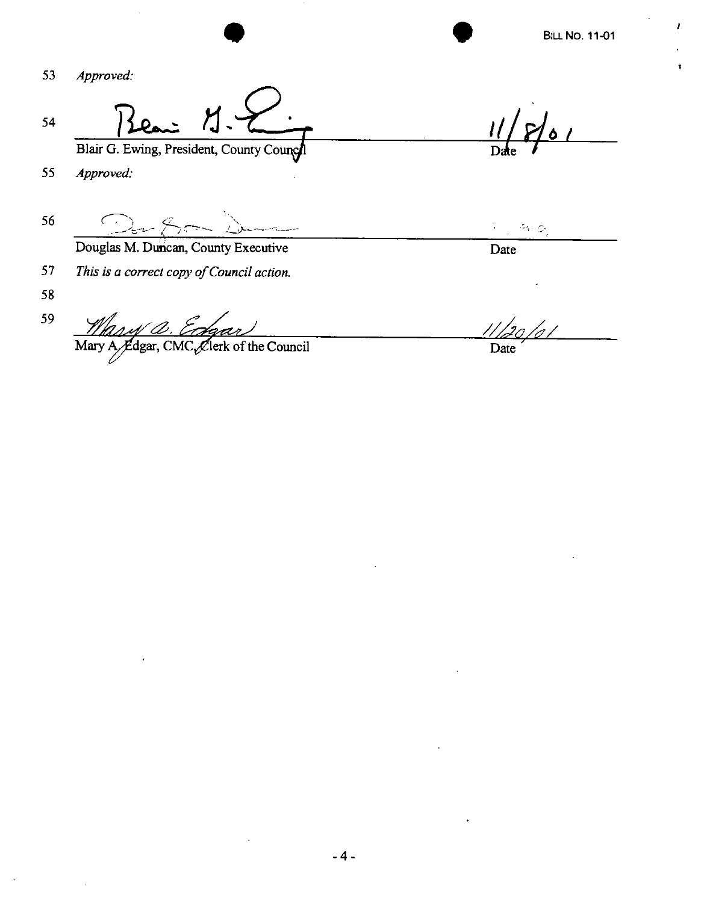53 *Approved:*

54 Blair G. Ewing, President, County Council — 11/8/01 Date

55 *Approved:*

56 Douglas M. Duncan, County Executive — Date

57 *This is a correct copy of Council action.*

58

59 Mary A. Edgar, CMC, Clerk of the Council — 11/20/01 Date